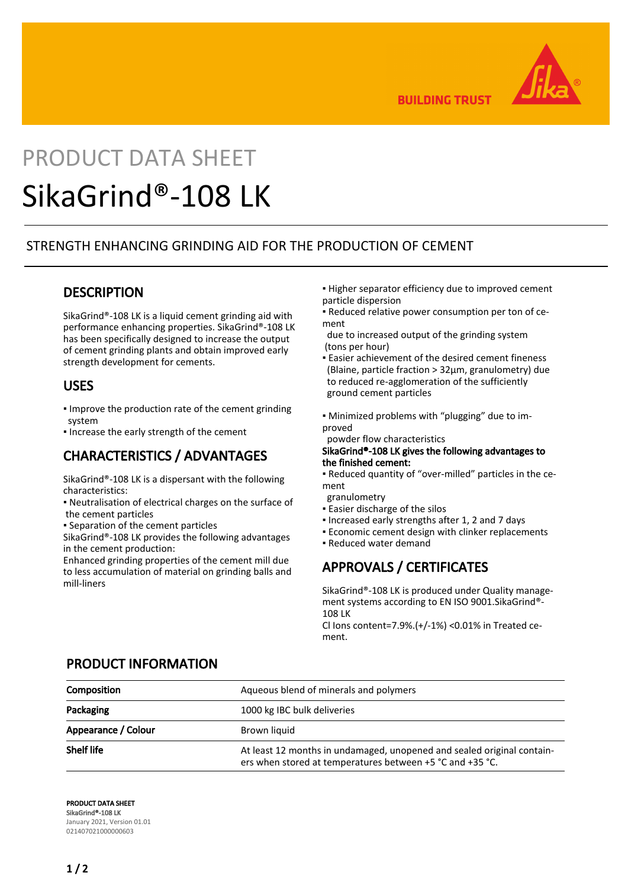# PRODUCT DATA SHEET

# SikaGrind®-108 LK

STRENGTH ENHANCING GRINDING AID FOR THE PRODUCTION OF CEMENT

## DESCRIPTION

SikaGrind®-108 LK is a liquid cement grinding aid with performance enhancing properties. SikaGrind®-108 LK has been specifically designed to increase the output of cement grinding plants and obtain improved early strength development for cements.

## USES

- Improve the production rate of the cement grinding system
- Increase the early strength of the cement

## CHARACTERISTICS / ADVANTAGES

SikaGrind®-108 LK is a dispersant with the following characteristics:

- Neutralisation of electrical charges on the surface of the cement particles
- Separation of the cement particles

SikaGrind®-108 LK provides the following advantages in the cement production:

Enhanced grinding properties of the cement mill due to less accumulation of material on grinding balls and mill-liners

- Higher separator efficiency due to improved cement particle dispersion
- Reduced relative power consumption per ton of cement due to increased output of the grinding system (tons per hour)
- Easier achievement of the desired cement fineness (Blaine, particle fraction > 32µm, granulometry) due to reduced re-agglomeration of the sufficiently ground cement particles
- Minimized problems with "plugging" due to improved powder flow characteristics

**SikaGrind®-108 LK gives the following advantages to the finished cement:**

- Reduced quantity of "over-milled" particles in the cement granulometry
- Easier discharge of the silos
- Increased early strengths after 1, 2 and 7 days
- Economic cement design with clinker replacements
- Reduced water demand

## APPROVALS / CERTIFICATES

SikaGrind®-108 LK is produced under Quality management systems according to EN ISO 9001.SikaGrind®-108 LK

Cl Ions content=7.9%.(+/-1%) <0.01% in Treated cement.

## PRODUCT INFORMATION

| | |
|---|---|
| **Composition** | Aqueous blend of minerals and polymers |
| **Packaging** | 1000 kg IBC bulk deliveries |
| **Appearance / Colour** | Brown liquid |
| **Shelf life** | At least 12 months in undamaged, unopened and sealed original containers when stored at temperatures between +5 °C and +35 °C. |

**PRODUCT DATA SHEET**
**SikaGrind®-108 LK**
January 2021, Version 01.01
021407021000000603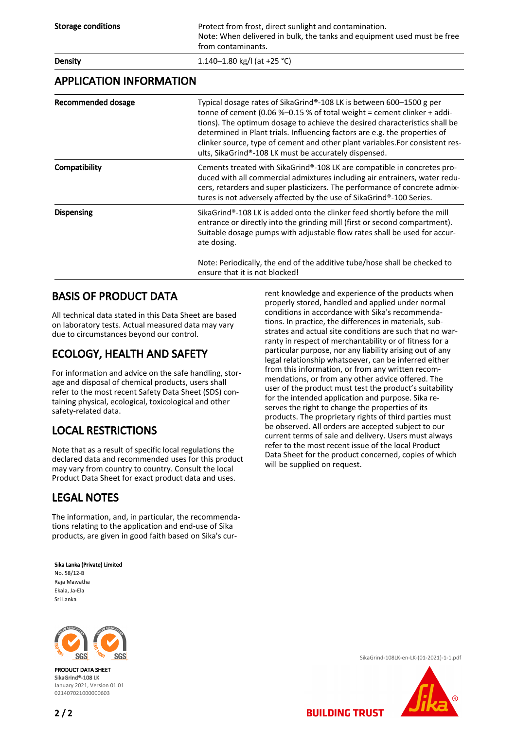| | |
|---|---|
| **Storage conditions** | Protect from frost, direct sunlight and contamination. Note: When delivered in bulk, the tanks and equipment used must be free from contaminants. |
| **Density** | 1.140–1.80 kg/l (at +25 °C) |

## APPLICATION INFORMATION

| | |
|---|---|
| **Recommended dosage** | Typical dosage rates of SikaGrind®-108 LK is between 600–1500 g per tonne of cement (0.06 %–0.15 % of total weight = cement clinker + additions). The optimum dosage to achieve the desired characteristics shall be determined in Plant trials. Influencing factors are e.g. the properties of clinker source, type of cement and other plant variables.For consistent results, SikaGrind®-108 LK must be accurately dispensed. |
| **Compatibility** | Cements treated with SikaGrind®-108 LK are compatible in concretes produced with all commercial admixtures including air entrainers, water reducers, retarders and super plasticizers. The performance of concrete admixtures is not adversely affected by the use of SikaGrind®-100 Series. |
| **Dispensing** | SikaGrind®-108 LK is added onto the clinker feed shortly before the mill entrance or directly into the grinding mill (first or second compartment). Suitable dosage pumps with adjustable flow rates shall be used for accurate dosing. Note: Periodically, the end of the additive tube/hose shall be checked to ensure that it is not blocked! |

## BASIS OF PRODUCT DATA

All technical data stated in this Data Sheet are based on laboratory tests. Actual measured data may vary due to circumstances beyond our control.

## ECOLOGY, HEALTH AND SAFETY

For information and advice on the safe handling, storage and disposal of chemical products, users shall refer to the most recent Safety Data Sheet (SDS) containing physical, ecological, toxicological and other safety-related data.

## LOCAL RESTRICTIONS

Note that as a result of specific local regulations the declared data and recommended uses for this product may vary from country to country. Consult the local Product Data Sheet for exact product data and uses.

## LEGAL NOTES

The information, and, in particular, the recommendations relating to the application and end-use of Sika products, are given in good faith based on Sika's current knowledge and experience of the products when properly stored, handled and applied under normal conditions in accordance with Sika's recommendations. In practice, the differences in materials, substrates and actual site conditions are such that no warranty in respect of merchantability or of fitness for a particular purpose, nor any liability arising out of any legal relationship whatsoever, can be inferred either from this information, or from any written recommendations, or from any other advice offered. The user of the product must test the product's suitability for the intended application and purpose. Sika reserves the right to change the properties of its products. The proprietary rights of third parties must be observed. All orders are accepted subject to our current terms of sale and delivery. Users must always refer to the most recent issue of the local Product Data Sheet for the product concerned, copies of which will be supplied on request.

**Sika Lanka (Private) Limited**
No. 58/12-B
Raja Mawatha
Ekala, Ja-Ela
Sri Lanka

**PRODUCT DATA SHEET**
**SikaGrind®-108 LK**
January 2021, Version 01.01
021407021000000603

SikaGrind-108LK-en-LK-(01-2021)-1-1.pdf

BUILDING TRUST